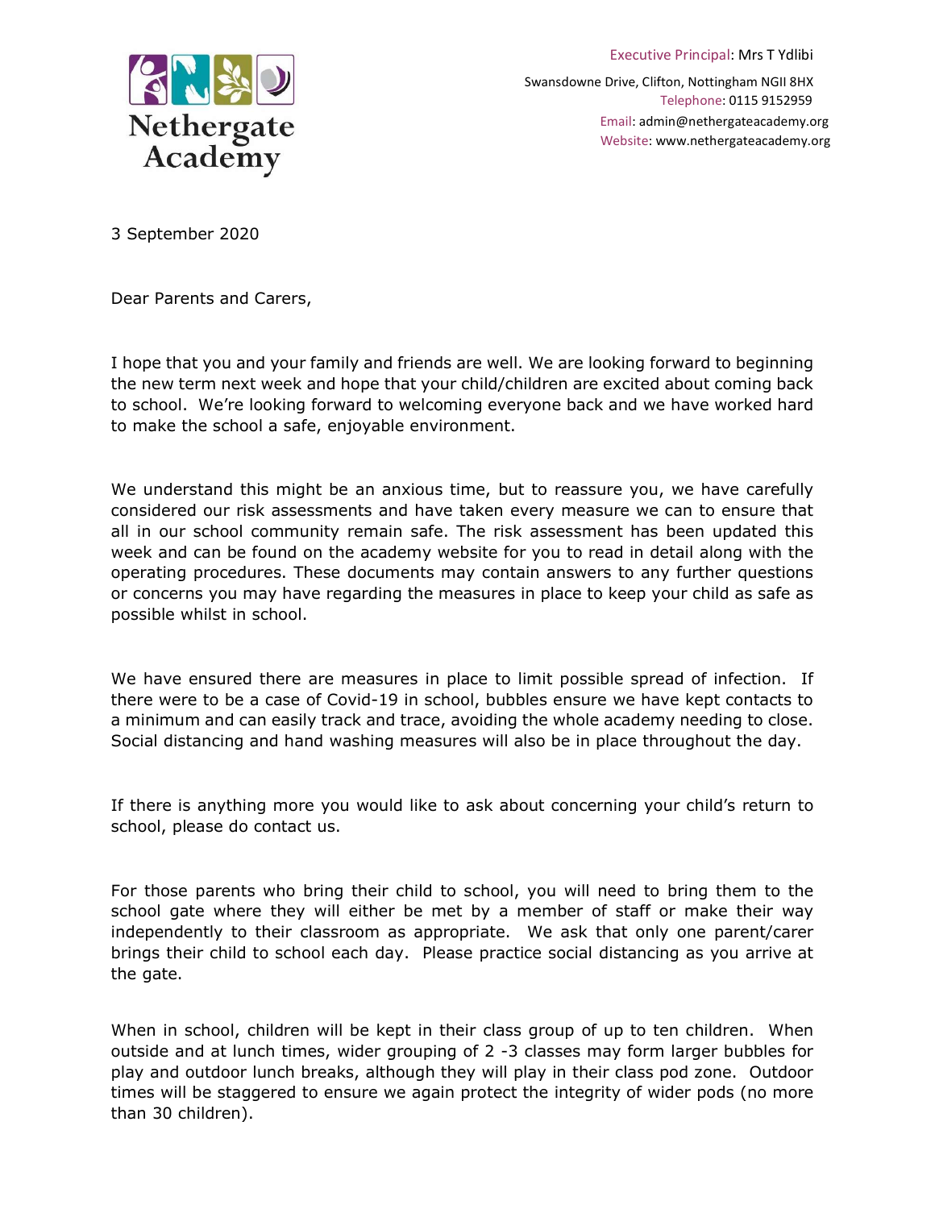Nethergate Academy

Executive Principal: Mrs T Ydlibi

Swansdowne Drive, Clifton, Nottingham NGII 8HX
Telephone: 0115 9152959
Email: admin@nethergateacademy.org
Website: www.nethergateacademy.org

3 September 2020

Dear Parents and Carers,

I hope that you and your family and friends are well. We are looking forward to beginning the new term next week and hope that your child/children are excited about coming back to school. We're looking forward to welcoming everyone back and we have worked hard to make the school a safe, enjoyable environment.

We understand this might be an anxious time, but to reassure you, we have carefully considered our risk assessments and have taken every measure we can to ensure that all in our school community remain safe. The risk assessment has been updated this week and can be found on the academy website for you to read in detail along with the operating procedures. These documents may contain answers to any further questions or concerns you may have regarding the measures in place to keep your child as safe as possible whilst in school.

We have ensured there are measures in place to limit possible spread of infection. If there were to be a case of Covid-19 in school, bubbles ensure we have kept contacts to a minimum and can easily track and trace, avoiding the whole academy needing to close. Social distancing and hand washing measures will also be in place throughout the day.

If there is anything more you would like to ask about concerning your child's return to school, please do contact us.

For those parents who bring their child to school, you will need to bring them to the school gate where they will either be met by a member of staff or make their way independently to their classroom as appropriate. We ask that only one parent/carer brings their child to school each day. Please practice social distancing as you arrive at the gate.

When in school, children will be kept in their class group of up to ten children. When outside and at lunch times, wider grouping of 2 -3 classes may form larger bubbles for play and outdoor lunch breaks, although they will play in their class pod zone. Outdoor times will be staggered to ensure we again protect the integrity of wider pods (no more than 30 children).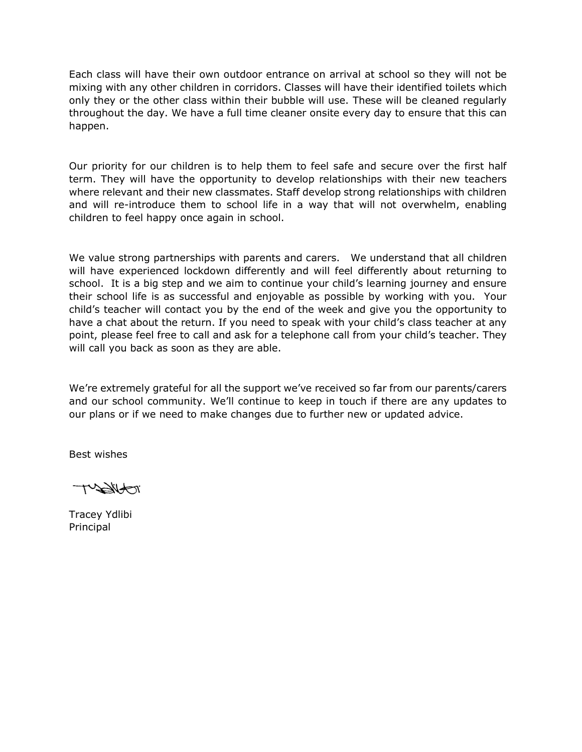Each class will have their own outdoor entrance on arrival at school so they will not be mixing with any other children in corridors. Classes will have their identified toilets which only they or the other class within their bubble will use. These will be cleaned regularly throughout the day. We have a full time cleaner onsite every day to ensure that this can happen.

Our priority for our children is to help them to feel safe and secure over the first half term. They will have the opportunity to develop relationships with their new teachers where relevant and their new classmates. Staff develop strong relationships with children and will re-introduce them to school life in a way that will not overwhelm, enabling children to feel happy once again in school.

We value strong partnerships with parents and carers. We understand that all children will have experienced lockdown differently and will feel differently about returning to school. It is a big step and we aim to continue your child's learning journey and ensure their school life is as successful and enjoyable as possible by working with you. Your child's teacher will contact you by the end of the week and give you the opportunity to have a chat about the return. If you need to speak with your child's class teacher at any point, please feel free to call and ask for a telephone call from your child's teacher. They will call you back as soon as they are able.

We're extremely grateful for all the support we've received so far from our parents/carers and our school community. We'll continue to keep in touch if there are any updates to our plans or if we need to make changes due to further new or updated advice.

Best wishes

Tracey Ydlibi
Principal